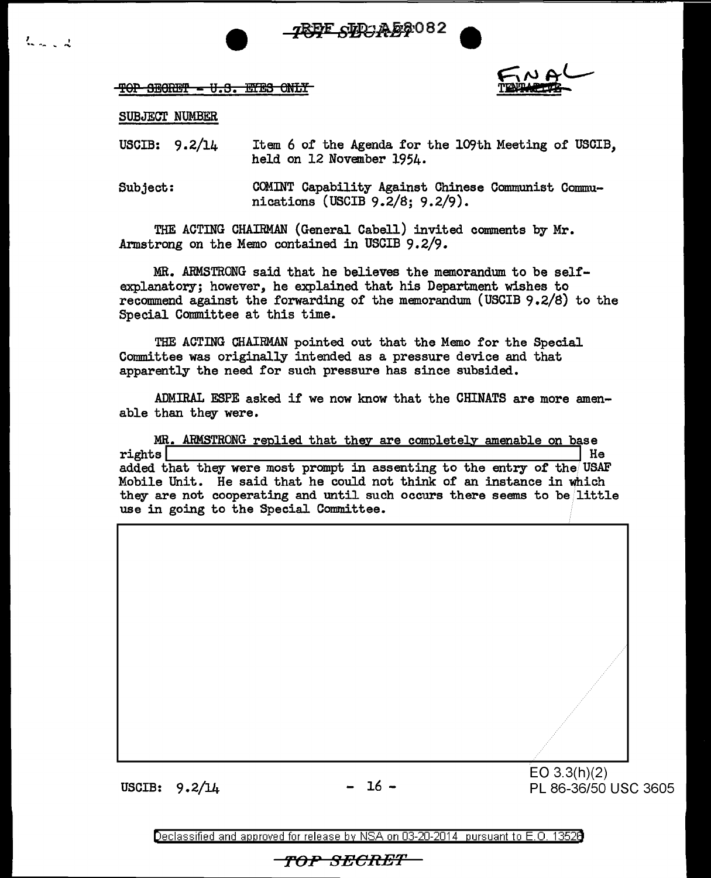~~TOP SECRET - U.S. EYES ONLY~~

FINAL ~~TENTATIVE~~

SUBJECT NUMBER

USCIB: 9.2/14 Item 6 of the Agenda for the 109th Meeting of USCIB, held on 12 November 1954.

Subject: COMINT Capability Against Chinese Communist Communications (USCIB 9.2/8; 9.2/9).

THE ACTING CHAIRMAN (General Cabell) invited comments by Mr. Armstrong on the Memo contained in USCIB 9.2/9.

MR. ARMSTRONG said that he believes the memorandum to be self-explanatory; however, he explained that his Department wishes to recommend against the forwarding of the memorandum (USCIB 9.2/8) to the Special Committee at this time.

THE ACTING CHAIRMAN pointed out that the Memo for the Special Committee was originally intended as a pressure device and that apparently the need for such pressure has since subsided.

ADMIRAL ESPE asked if we now know that the CHINATS are more amenable than they were.

MR. ARMSTRONG replied that they are completely amenable on base rights [REDACTED] He added that they were most prompt in assenting to the entry of the USAF Mobile Unit. He said that he could not think of an instance in which they are not cooperating and until such occurs there seems to be little use in going to the Special Committee.

[REDACTED]

EO 3.3(h)(2)
PL 86-36/50 USC 3605

USCIB: 9.2/14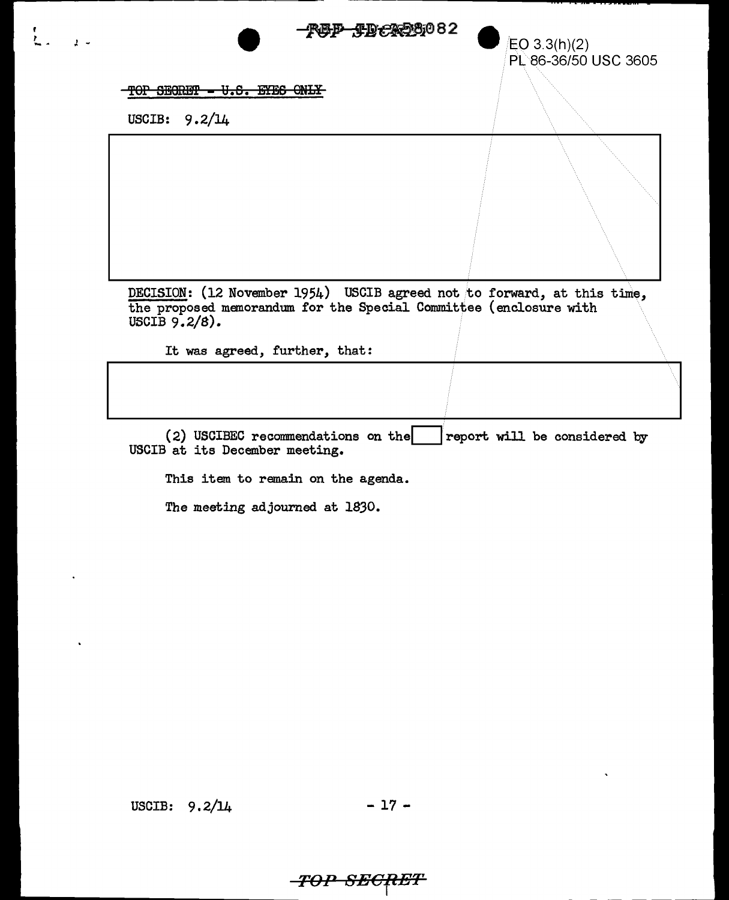EO 3.3(h)(2)
PL 86-36/50 USC 3605

~~TOP SECRET - U.S. EYES ONLY~~

USCIB: 9.2/14

DECISION: (12 November 1954) USCIB agreed not to forward, at this time, the proposed memorandum for the Special Committee (enclosure with USCIB 9.2/8).

It was agreed, further, that:

(2) USCIBEC recommendations on the [ ] report will be considered by USCIB at its December meeting.

This item to remain on the agenda.

The meeting adjourned at 1830.

USCIB: 9.2/14

~~TOP SECRET~~